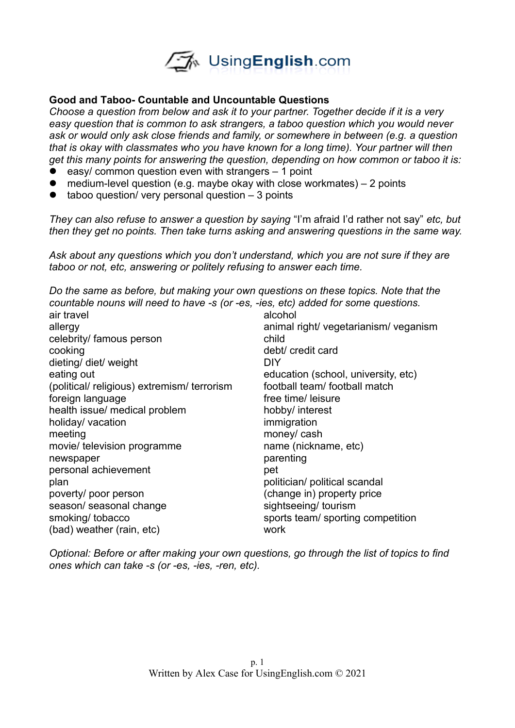**Good and Taboo- Countable and Uncountable Questions**

*Choose a question from below and ask it to your partner. Together decide if it is a very easy question that is common to ask strangers, a taboo question which you would never ask or would only ask close friends and family, or somewhere in between (e.g. a question that is okay with classmates who you have known for a long time). Your partner will then get this many points for answering the question, depending on how common or taboo it is:*

- easy/ common question even with strangers – 1 point
- medium-level question (e.g. maybe okay with close workmates) – 2 points
- taboo question/ very personal question – 3 points

*They can also refuse to answer a question by saying* "I'm afraid I'd rather not say" *etc, but then they get no points. Then take turns asking and answering questions in the same way.*

*Ask about any questions which you don't understand, which you are not sure if they are taboo or not, etc, answering or politely refusing to answer each time.*

*Do the same as before, but making your own questions on these topics. Note that the countable nouns will need to have -s (or -es, -ies, etc) added for some questions.*

air travel
allergy
celebrity/ famous person
cooking
dieting/ diet/ weight
eating out
(political/ religious) extremism/ terrorism
foreign language
health issue/ medical problem
holiday/ vacation
meeting
movie/ television programme
newspaper
personal achievement
plan
poverty/ poor person
season/ seasonal change
smoking/ tobacco
(bad) weather (rain, etc)
alcohol
animal right/ vegetarianism/ veganism
child
debt/ credit card
DIY
education (school, university, etc)
football team/ football match
free time/ leisure
hobby/ interest
immigration
money/ cash
name (nickname, etc)
parenting
pet
politician/ political scandal
(change in) property price
sightseeing/ tourism
sports team/ sporting competition
work

*Optional: Before or after making your own questions, go through the list of topics to find ones which can take -s (or -es, -ies, -ren, etc).*

Written by Alex Case for UsingEnglish.com © 2021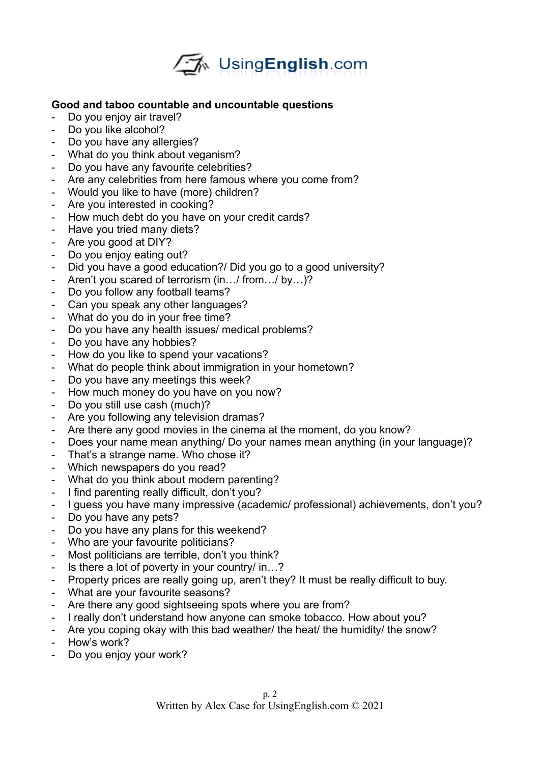**Good and taboo countable and uncountable questions**

- Do you enjoy air travel?
- Do you like alcohol?
- Do you have any allergies?
- What do you think about veganism?
- Do you have any favourite celebrities?
- Are any celebrities from here famous where you come from?
- Would you like to have (more) children?
- Are you interested in cooking?
- How much debt do you have on your credit cards?
- Have you tried many diets?
- Are you good at DIY?
- Do you enjoy eating out?
- Did you have a good education?/ Did you go to a good university?
- Aren't you scared of terrorism (in…/ from…/ by…)?
- Do you follow any football teams?
- Can you speak any other languages?
- What do you do in your free time?
- Do you have any health issues/ medical problems?
- Do you have any hobbies?
- How do you like to spend your vacations?
- What do people think about immigration in your hometown?
- Do you have any meetings this week?
- How much money do you have on you now?
- Do you still use cash (much)?
- Are you following any television dramas?
- Are there any good movies in the cinema at the moment, do you know?
- Does your name mean anything/ Do your names mean anything (in your language)?
- That's a strange name. Who chose it?
- Which newspapers do you read?
- What do you think about modern parenting?
- I find parenting really difficult, don't you?
- I guess you have many impressive (academic/ professional) achievements, don't you?
- Do you have any pets?
- Do you have any plans for this weekend?
- Who are your favourite politicians?
- Most politicians are terrible, don't you think?
- Is there a lot of poverty in your country/ in…?
- Property prices are really going up, aren't they? It must be really difficult to buy.
- What are your favourite seasons?
- Are there any good sightseeing spots where you are from?
- I really don't understand how anyone can smoke tobacco. How about you?
- Are you coping okay with this bad weather/ the heat/ the humidity/ the snow?
- How's work?
- Do you enjoy your work?

Written by Alex Case for UsingEnglish.com © 2021